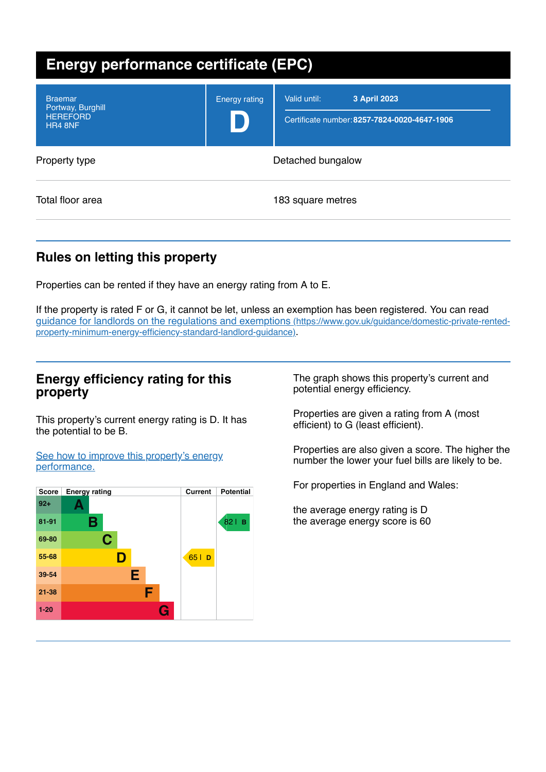# Energy performance certificate (EPC)

| | | |
|---|---|---|
| Braemar<br>Portway, Burghill<br>HEREFORD<br>HR4 8NF | Energy rating<br>**D** | Valid until: **3 April 2023**<br>Certificate number: **8257-7824-0020-4647-1906** |

| | |
|---|---|
| Property type | Detached bungalow |
| Total floor area | 183 square metres |

## Rules on letting this property

Properties can be rented if they have an energy rating from A to E.

If the property is rated F or G, it cannot be let, unless an exemption has been registered. You can read guidance for landlords on the regulations and exemptions (https://www.gov.uk/guidance/domestic-private-rented-property-minimum-energy-efficiency-standard-landlord-guidance).

## Energy efficiency rating for this property

This property's current energy rating is D. It has the potential to be B.

See how to improve this property's energy performance.

| Score | Energy rating | Current | Potential |
|---|---|---|---|
| 92+ | A | | |
| 81-91 | B | | 82 B |
| 69-80 | C | | |
| 55-68 | D | 65 D | |
| 39-54 | E | | |
| 21-38 | F | | |
| 1-20 | G | | |

The graph shows this property's current and potential energy efficiency.

Properties are given a rating from A (most efficient) to G (least efficient).

Properties are also given a score. The higher the number the lower your fuel bills are likely to be.

For properties in England and Wales:

the average energy rating is D
the average energy score is 60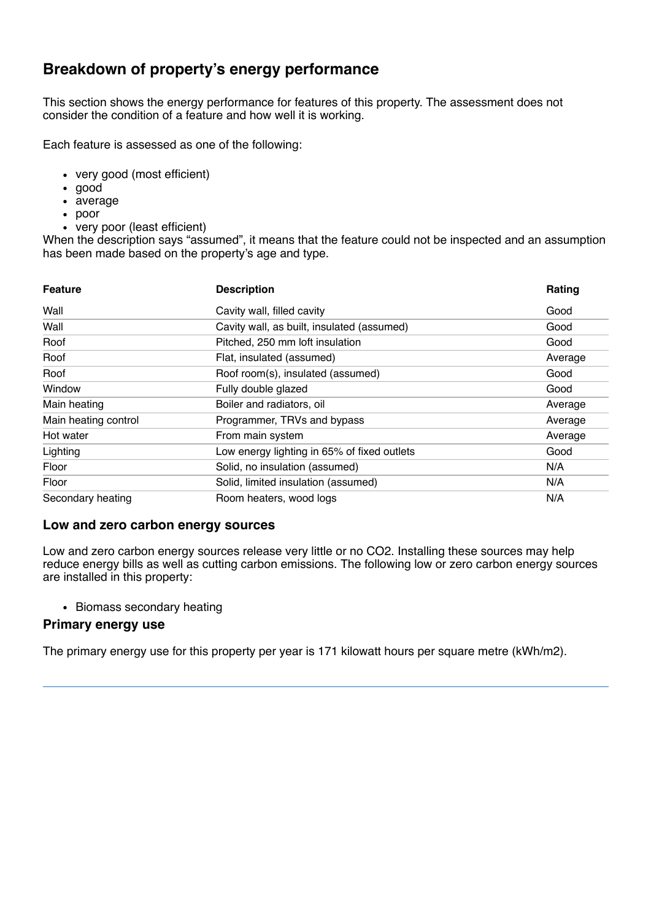## Breakdown of property's energy performance

This section shows the energy performance for features of this property. The assessment does not consider the condition of a feature and how well it is working.

Each feature is assessed as one of the following:

- very good (most efficient)
- good
- average
- poor
- very poor (least efficient)

When the description says "assumed", it means that the feature could not be inspected and an assumption has been made based on the property's age and type.

| Feature | Description | Rating |
| --- | --- | --- |
| Wall | Cavity wall, filled cavity | Good |
| Wall | Cavity wall, as built, insulated (assumed) | Good |
| Roof | Pitched, 250 mm loft insulation | Good |
| Roof | Flat, insulated (assumed) | Average |
| Roof | Roof room(s), insulated (assumed) | Good |
| Window | Fully double glazed | Good |
| Main heating | Boiler and radiators, oil | Average |
| Main heating control | Programmer, TRVs and bypass | Average |
| Hot water | From main system | Average |
| Lighting | Low energy lighting in 65% of fixed outlets | Good |
| Floor | Solid, no insulation (assumed) | N/A |
| Floor | Solid, limited insulation (assumed) | N/A |
| Secondary heating | Room heaters, wood logs | N/A |

### Low and zero carbon energy sources

Low and zero carbon energy sources release very little or no $CO_2$. Installing these sources may help reduce energy bills as well as cutting carbon emissions. The following low or zero carbon energy sources are installed in this property:

- Biomass secondary heating

### Primary energy use

The primary energy use for this property per year is 171 kilowatt hours per square metre (kWh/m2).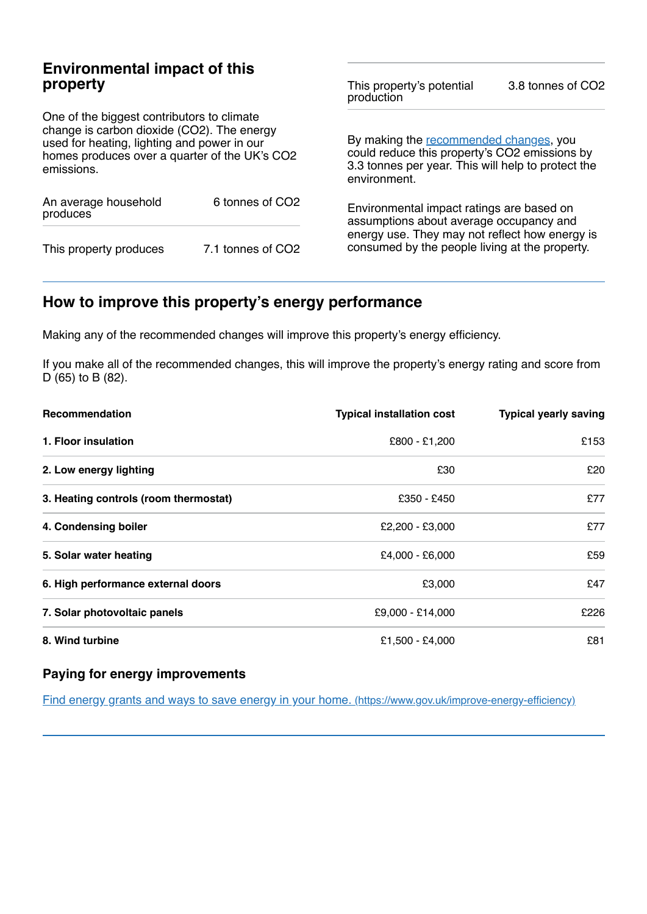## Environmental impact of this property

One of the biggest contributors to climate change is carbon dioxide ($CO_2$). The energy used for heating, lighting and power in our homes produces over a quarter of the UK's $CO_2$ emissions.

| | |
|---|---|
| An average household produces | 6 tonnes of $CO_2$ |
| This property produces | 7.1 tonnes of $CO_2$ |
| This property's potential production | 3.8 tonnes of $CO_2$ |

By making the [recommended changes](#), you could reduce this property's $CO_2$ emissions by 3.3 tonnes per year. This will help to protect the environment.

Environmental impact ratings are based on assumptions about average occupancy and energy use. They may not reflect how energy is consumed by the people living at the property.

## How to improve this property's energy performance

Making any of the recommended changes will improve this property's energy efficiency.

If you make all of the recommended changes, this will improve the property's energy rating and score from D (65) to B (82).

| Recommendation | Typical installation cost | Typical yearly saving |
|---|---|---|
| **1. Floor insulation** | £800 - £1,200 | £153 |
| **2. Low energy lighting** | £30 | £20 |
| **3. Heating controls (room thermostat)** | £350 - £450 | £77 |
| **4. Condensing boiler** | £2,200 - £3,000 | £77 |
| **5. Solar water heating** | £4,000 - £6,000 | £59 |
| **6. High performance external doors** | £3,000 | £47 |
| **7. Solar photovoltaic panels** | £9,000 - £14,000 | £226 |
| **8. Wind turbine** | £1,500 - £4,000 | £81 |

### Paying for energy improvements

[Find energy grants and ways to save energy in your home. (https://www.gov.uk/improve-energy-efficiency)](https://www.gov.uk/improve-energy-efficiency)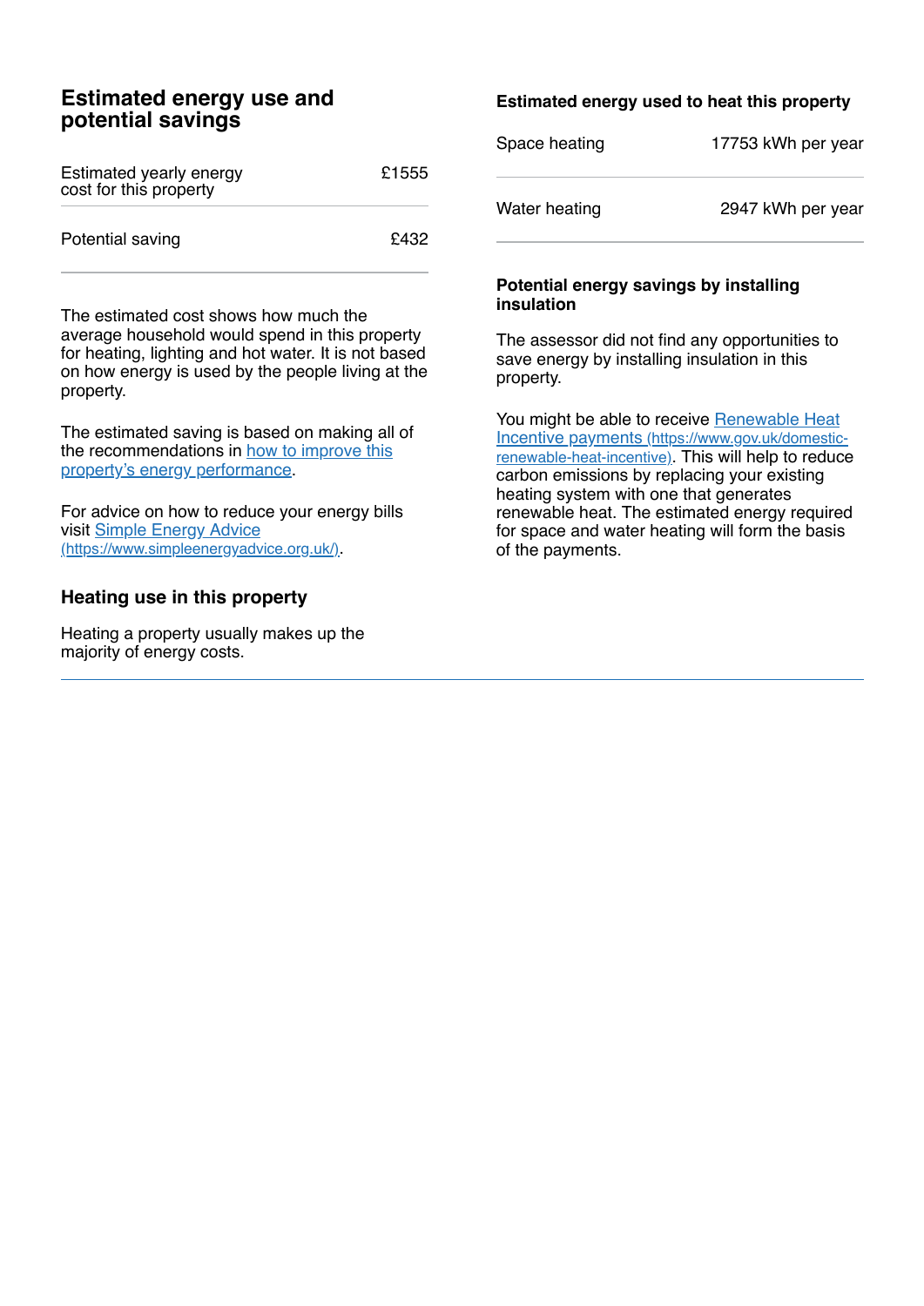## Estimated energy use and potential savings

| Estimated yearly energy cost for this property | £1555 |
|---|---|
| Potential saving | £432 |

The estimated cost shows how much the average household would spend in this property for heating, lighting and hot water. It is not based on how energy is used by the people living at the property.

The estimated saving is based on making all of the recommendations in [how to improve this property's energy performance](#).

For advice on how to reduce your energy bills visit [Simple Energy Advice (https://www.simpleenergyadvice.org.uk/)](https://www.simpleenergyadvice.org.uk/).

## Heating use in this property

Heating a property usually makes up the majority of energy costs.

### Estimated energy used to heat this property

| Space heating | 17753 kWh per year |
|---|---|
| Water heating | 2947 kWh per year |

### Potential energy savings by installing insulation

The assessor did not find any opportunities to save energy by installing insulation in this property.

You might be able to receive [Renewable Heat Incentive payments (https://www.gov.uk/domestic-renewable-heat-incentive)](https://www.gov.uk/domestic-renewable-heat-incentive). This will help to reduce carbon emissions by replacing your existing heating system with one that generates renewable heat. The estimated energy required for space and water heating will form the basis of the payments.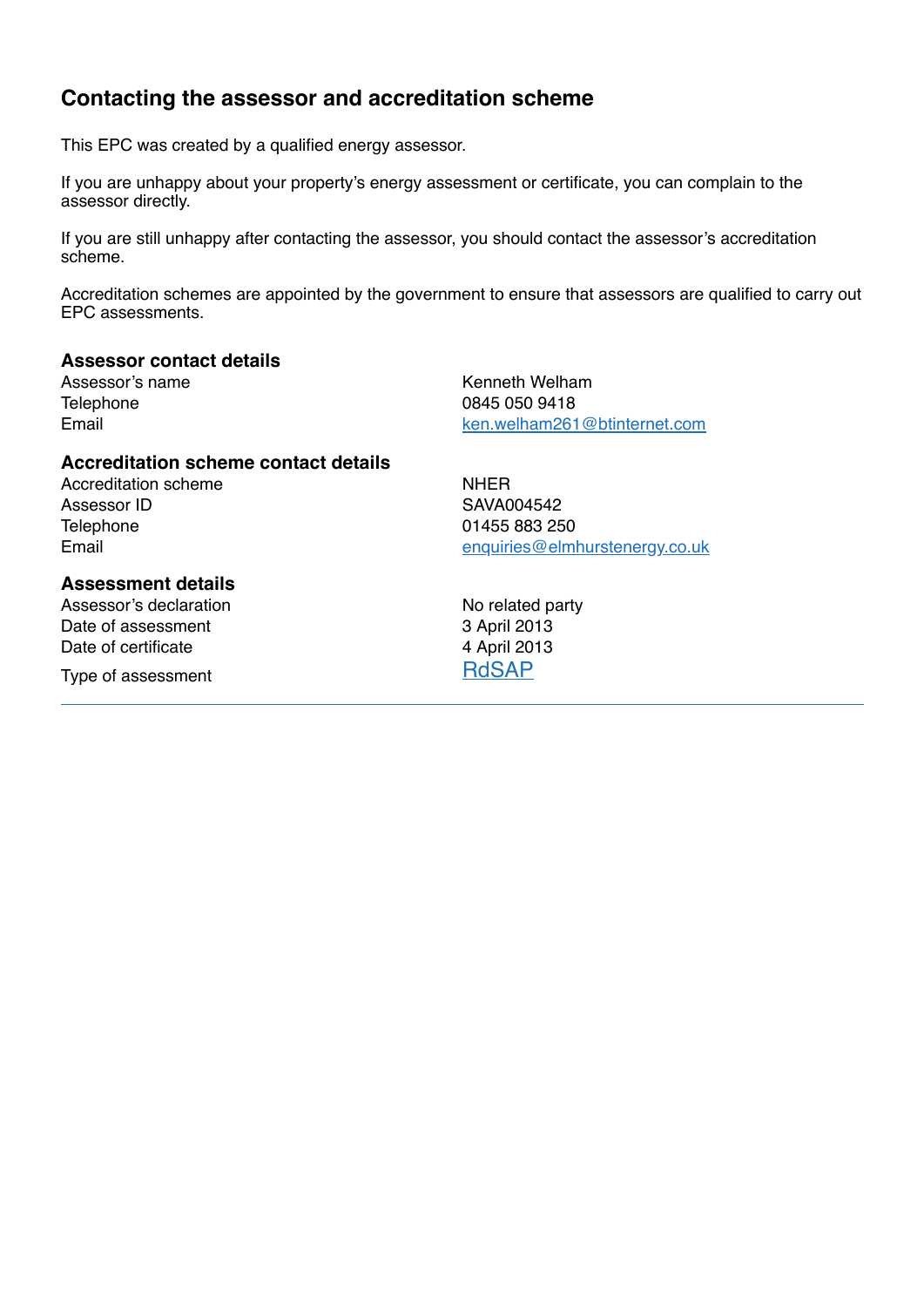## Contacting the assessor and accreditation scheme

This EPC was created by a qualified energy assessor.

If you are unhappy about your property's energy assessment or certificate, you can complain to the assessor directly.

If you are still unhappy after contacting the assessor, you should contact the assessor's accreditation scheme.

Accreditation schemes are appointed by the government to ensure that assessors are qualified to carry out EPC assessments.

### Assessor contact details

| | |
|---|---|
| Assessor's name | Kenneth Welham |
| Telephone | 0845 050 9418 |
| Email | ken.welham261@btinternet.com |

### Accreditation scheme contact details

| | |
|---|---|
| Accreditation scheme | NHER |
| Assessor ID | SAVA004542 |
| Telephone | 01455 883 250 |
| Email | enquiries@elmhurstenergy.co.uk |

### Assessment details

| | |
|---|---|
| Assessor's declaration | No related party |
| Date of assessment | 3 April 2013 |
| Date of certificate | 4 April 2013 |
| Type of assessment | RdSAP |